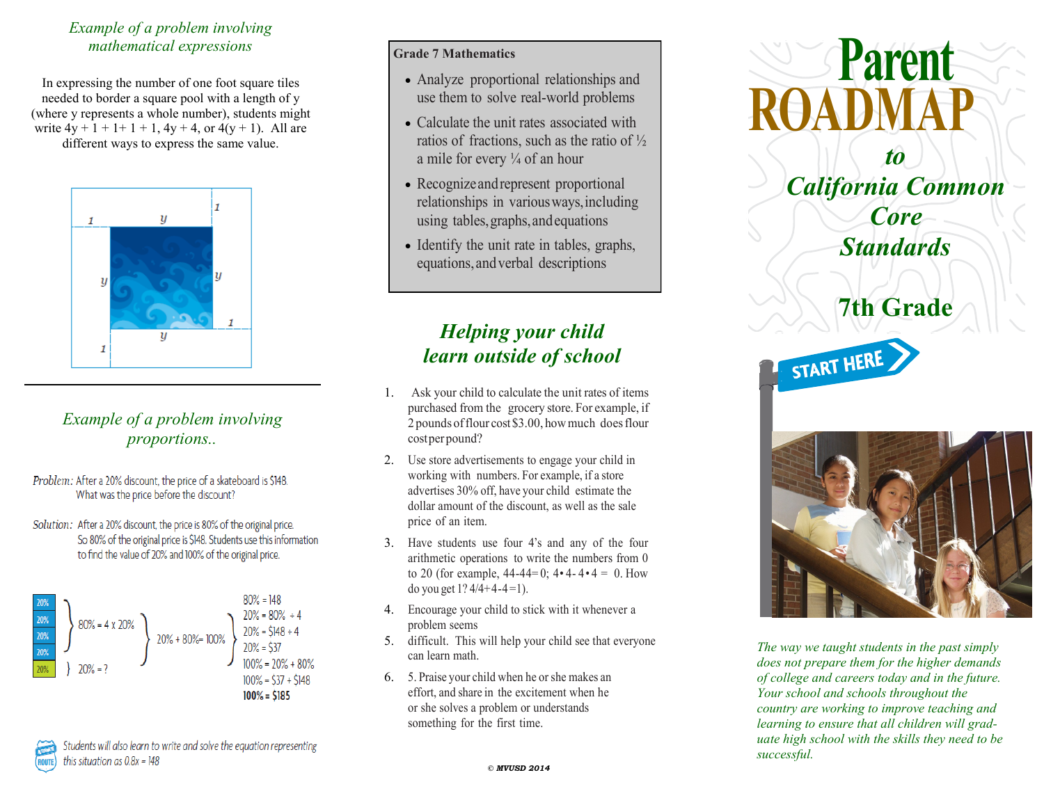*Example of a problem involving mathematical expressions*

In expressing the number of one foot square tiles needed to border a square pool with a length of y (where y represents a whole number), students might write $4y + 1 + 1 + 1 + 1$, $4y + 4$, or $4(y + 1)$. All are different ways to express the same value.

---

*Example of a problem involving proportions..*

*Problem:* After a 20% discount, the price of a skateboard is $148. What was the price before the discount?

*Solution:* After a 20% discount, the price is 80% of the original price. So 80% of the original price is $148. Students use this information to find the value of 20% and 100% of the original price.

80% = 4 x 20%
20% = ?
20% + 80% = 100%

80% = 148
20% = 80% ÷ 4
20% = $148 ÷ 4
20% = $37
100% = 20% + 80%
100% = $37 + $148
**100% = $185**

Students will also learn to write and solve the equation representing this situation as $0.8x = 148$

**Grade 7 Mathematics**

- Analyze proportional relationships and use them to solve real-world problems
- Calculate the unit rates associated with ratios of fractions, such as the ratio of ½ a mile for every ¼ of an hour
- Recognize and represent proportional relationships in various ways, including using tables, graphs, and equations
- Identify the unit rate in tables, graphs, equations, and verbal descriptions

## *Helping your child learn outside of school*

1. Ask your child to calculate the unit rates of items purchased from the grocery store. For example, if 2 pounds of flour cost $3.00, how much does flour cost per pound?
2. Use store advertisements to engage your child in working with numbers. For example, if a store advertises 30% off, have your child estimate the dollar amount of the discount, as well as the sale price of an item.
3. Have students use four 4's and any of the four arithmetic operations to write the numbers from 0 to 20 (for example, 44-44=0; 4•4-4•4 = 0. How do you get 1? 4/4+4-4=1).
4. Encourage your child to stick with it whenever a problem seems
5. difficult. This will help your child see that everyone can learn math.
6. 5. Praise your child when he or she makes an effort, and share in the excitement when he or she solves a problem or understands something for the first time.

© MVUSD 2014

# Parent ROADMAP

## *to California Common Core Standards*

## 7th Grade

START HERE

*The way we taught students in the past simply does not prepare them for the higher demands of college and careers today and in the future. Your school and schools throughout the country are working to improve teaching and learning to ensure that all children will graduate high school with the skills they need to be successful.*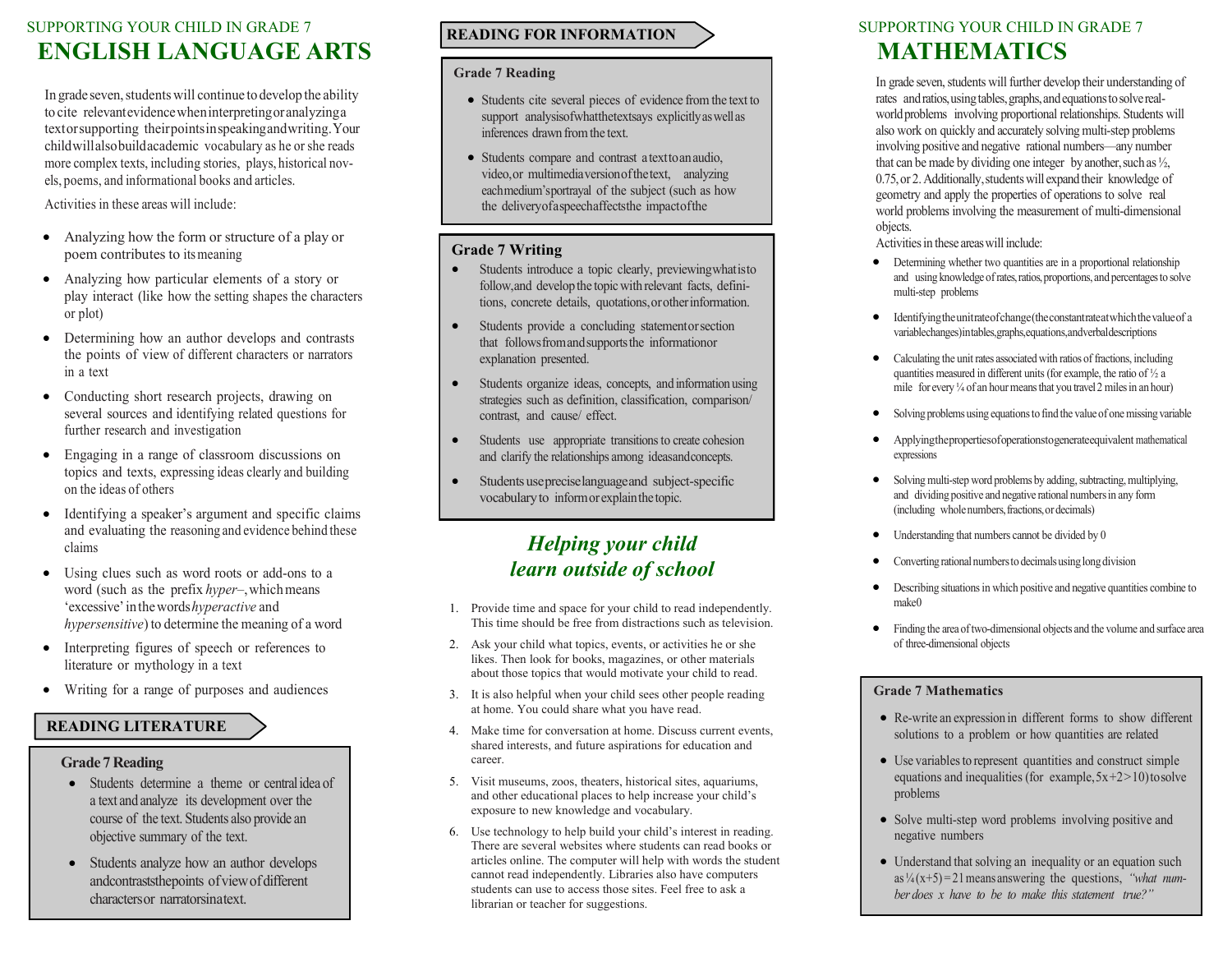SUPPORTING YOUR CHILD IN GRADE 7

# ENGLISH LANGUAGE ARTS

In grade seven, students will continue to develop the ability to cite relevant evidence when interpreting or analyzing a text or supporting their points in speaking and writing. Your child will also build academic vocabulary as he or she reads more complex texts, including stories, plays, historical novels, poems, and informational books and articles.

Activities in these areas will include:

- Analyzing how the form or structure of a play or poem contributes to its meaning
- Analyzing how particular elements of a story or play interact (like how the setting shapes the characters or plot)
- Determining how an author develops and contrasts the points of view of different characters or narrators in a text
- Conducting short research projects, drawing on several sources and identifying related questions for further research and investigation
- Engaging in a range of classroom discussions on topics and texts, expressing ideas clearly and building on the ideas of others
- Identifying a speaker's argument and specific claims and evaluating the reasoning and evidence behind these claims
- Using clues such as word roots or add-ons to a word (such as the prefix *hyper–*, which means 'excessive' in the words *hyperactive* and *hypersensitive*) to determine the meaning of a word
- Interpreting figures of speech or references to literature or mythology in a text
- Writing for a range of purposes and audiences

## READING LITERATURE

### Grade 7 Reading

- Students determine a theme or central idea of a text and analyze its development over the course of the text. Students also provide an objective summary of the text.
- Students analyze how an author develops and contrasts the points of view of different characters or narrators in a text.

## READING FOR INFORMATION

### Grade 7 Reading

- Students cite several pieces of evidence from the text to support analysis of what the text says explicitly as well as inferences drawn from the text.
- Students compare and contrast a text to an audio, video, or multimedia version of the text, analyzing each medium's portrayal of the subject (such as how the delivery of a speech affects the impact of the

### Grade 7 Writing

- Students introduce a topic clearly, previewing what is to follow, and develop the topic with relevant facts, definitions, concrete details, quotations, or other information.
- Students provide a concluding statement or section that follows from and supports the information or explanation presented.
- Students organize ideas, concepts, and information using strategies such as definition, classification, comparison/ contrast, and cause/ effect.
- Students use appropriate transitions to create cohesion and clarify the relationships among ideas and concepts.
- Students use precise language and subject-specific vocabulary to inform or explain the topic.

## *Helping your child learn outside of school*

1. Provide time and space for your child to read independently. This time should be free from distractions such as television.
2. Ask your child what topics, events, or activities he or she likes. Then look for books, magazines, or other materials about those topics that would motivate your child to read.
3. It is also helpful when your child sees other people reading at home. You could share what you have read.
4. Make time for conversation at home. Discuss current events, shared interests, and future aspirations for education and career.
5. Visit museums, zoos, theaters, historical sites, aquariums, and other educational places to help increase your child's exposure to new knowledge and vocabulary.
6. Use technology to help build your child's interest in reading. There are several websites where students can read books or articles online. The computer will help with words the student cannot read independently. Libraries also have computers students can use to access those sites. Feel free to ask a librarian or teacher for suggestions.

SUPPORTING YOUR CHILD IN GRADE 7

# MATHEMATICS

In grade seven, students will further develop their understanding of rates and ratios, using tables, graphs, and equations to solve real-world problems involving proportional relationships. Students will also work on quickly and accurately solving multi-step problems involving positive and negative rational numbers—any number that can be made by dividing one integer by another, such as ½, 0.75, or 2. Additionally, students will expand their knowledge of geometry and apply the properties of operations to solve real world problems involving the measurement of multi-dimensional objects.

Activities in these areas will include:

- Determining whether two quantities are in a proportional relationship and using knowledge of rates, ratios, proportions, and percentages to solve multi-step problems
- Identifying the unit rate of change (the constant rate at which the value of a variable changes) in tables, graphs, equations, and verbal descriptions
- Calculating the unit rates associated with ratios of fractions, including quantities measured in different units (for example, the ratio of ½ a mile for every ¼ of an hour means that you travel 2 miles in an hour)
- Solving problems using equations to find the value of one missing variable
- Applying the properties of operations to generate equivalent mathematical expressions
- Solving multi-step word problems by adding, subtracting, multiplying, and dividing positive and negative rational numbers in any form (including whole numbers, fractions, or decimals)
- Understanding that numbers cannot be divided by 0
- Converting rational numbers to decimals using long division
- Describing situations in which positive and negative quantities combine to make 0
- Finding the area of two-dimensional objects and the volume and surface area of three-dimensional objects

### Grade 7 Mathematics

- Re-write an expression in different forms to show different solutions to a problem or how quantities are related
- Use variables to represent quantities and construct simple equations and inequalities (for example, $5x+2>10$) to solve problems
- Solve multi-step word problems involving positive and negative numbers
- Understand that solving an inequality or an equation such as $\frac{1}{4}(x+5)=21$ means answering the questions, *"what number does x have to be to make this statement true?"*